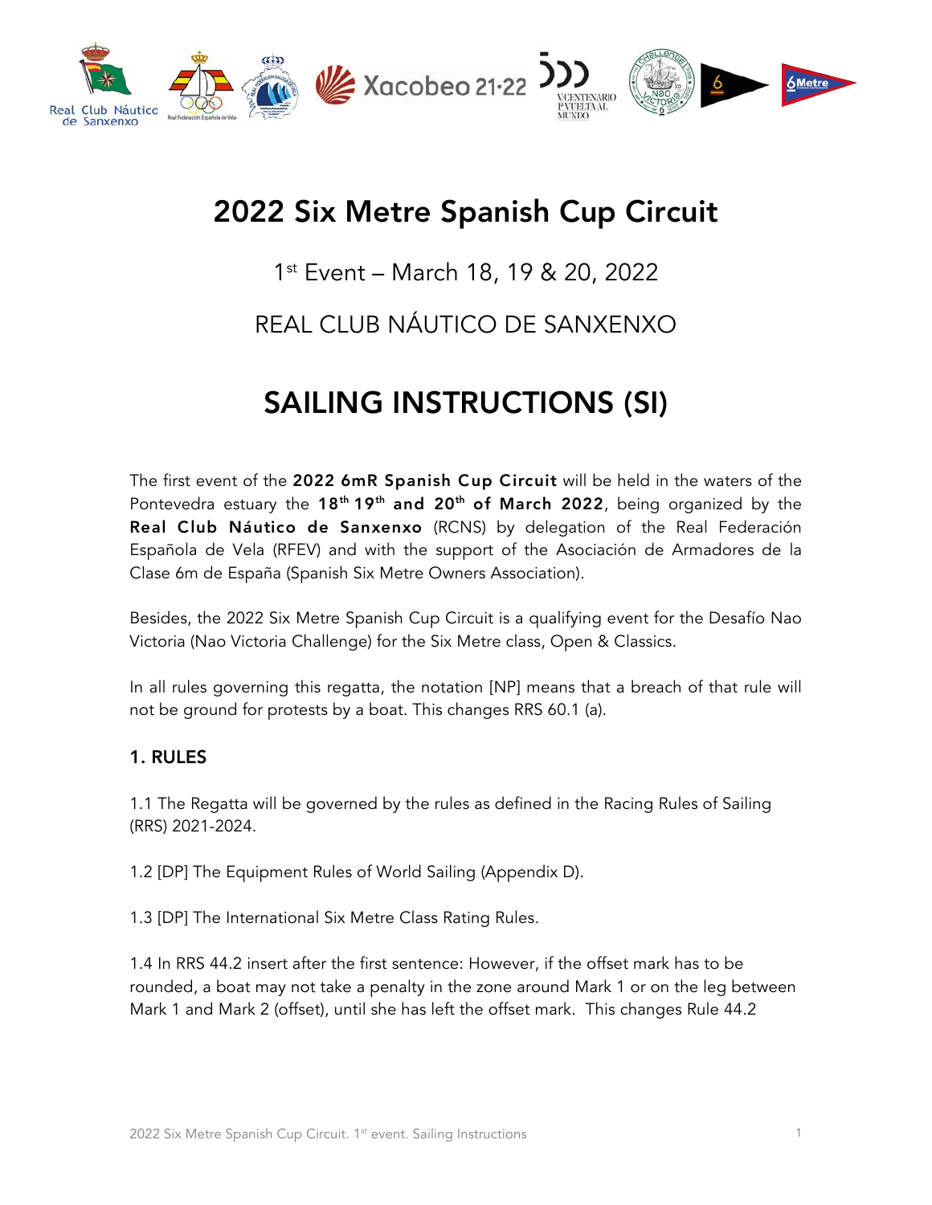# 2022 Six Metre Spanish Cup Circuit

1st Event – March 18, 19 & 20, 2022

REAL CLUB NÁUTICO DE SANXENXO

# SAILING INSTRUCTIONS (SI)

The first event of the **2022 6mR Spanish Cup Circuit** will be held in the waters of the Pontevedra estuary the **18th 19th and 20th of March 2022**, being organized by the **Real Club Náutico de Sanxenxo** (RCNS) by delegation of the Real Federación Española de Vela (RFEV) and with the support of the Asociación de Armadores de la Clase 6m de España (Spanish Six Metre Owners Association).

Besides, the 2022 Six Metre Spanish Cup Circuit is a qualifying event for the Desafío Nao Victoria (Nao Victoria Challenge) for the Six Metre class, Open & Classics.

In all rules governing this regatta, the notation [NP] means that a breach of that rule will not be ground for protests by a boat. This changes RRS 60.1 (a).

## 1. RULES

1.1 The Regatta will be governed by the rules as defined in the Racing Rules of Sailing (RRS) 2021-2024.

1.2 [DP] The Equipment Rules of World Sailing (Appendix D).

1.3 [DP] The International Six Metre Class Rating Rules.

1.4 In RRS 44.2 insert after the first sentence: However, if the offset mark has to be rounded, a boat may not take a penalty in the zone around Mark 1 or on the leg between Mark 1 and Mark 2 (offset), until she has left the offset mark. This changes Rule 44.2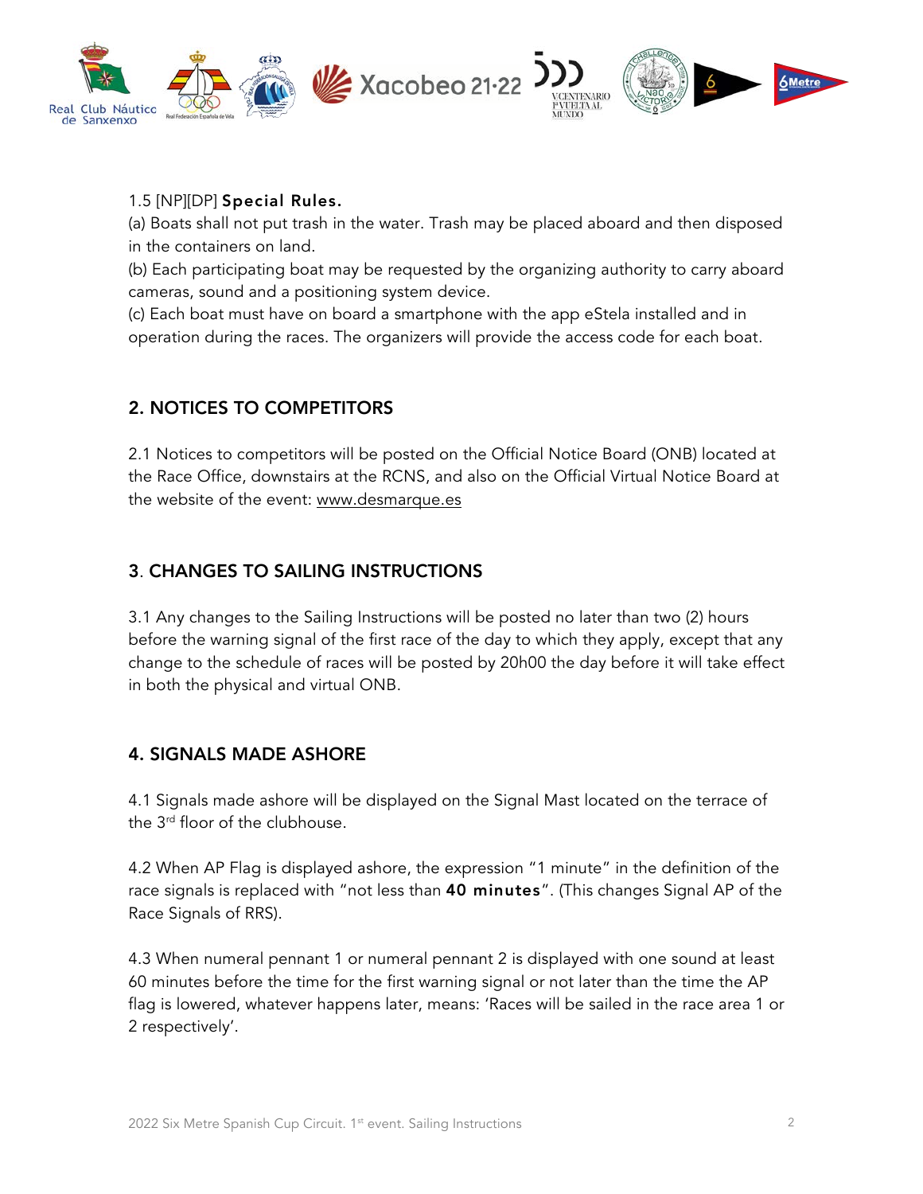1.5 [NP][DP] **Special Rules.**

(a) Boats shall not put trash in the water. Trash may be placed aboard and then disposed in the containers on land.

(b) Each participating boat may be requested by the organizing authority to carry aboard cameras, sound and a positioning system device.

(c) Each boat must have on board a smartphone with the app eStela installed and in operation during the races. The organizers will provide the access code for each boat.

## 2. NOTICES TO COMPETITORS

2.1 Notices to competitors will be posted on the Official Notice Board (ONB) located at the Race Office, downstairs at the RCNS, and also on the Official Virtual Notice Board at the website of the event: www.desmarque.es

## 3. CHANGES TO SAILING INSTRUCTIONS

3.1 Any changes to the Sailing Instructions will be posted no later than two (2) hours before the warning signal of the first race of the day to which they apply, except that any change to the schedule of races will be posted by 20h00 the day before it will take effect in both the physical and virtual ONB.

## 4. SIGNALS MADE ASHORE

4.1 Signals made ashore will be displayed on the Signal Mast located on the terrace of the 3rd floor of the clubhouse.

4.2 When AP Flag is displayed ashore, the expression "1 minute" in the definition of the race signals is replaced with "not less than **40 minutes**". (This changes Signal AP of the Race Signals of RRS).

4.3 When numeral pennant 1 or numeral pennant 2 is displayed with one sound at least 60 minutes before the time for the first warning signal or not later than the time the AP flag is lowered, whatever happens later, means: 'Races will be sailed in the race area 1 or 2 respectively'.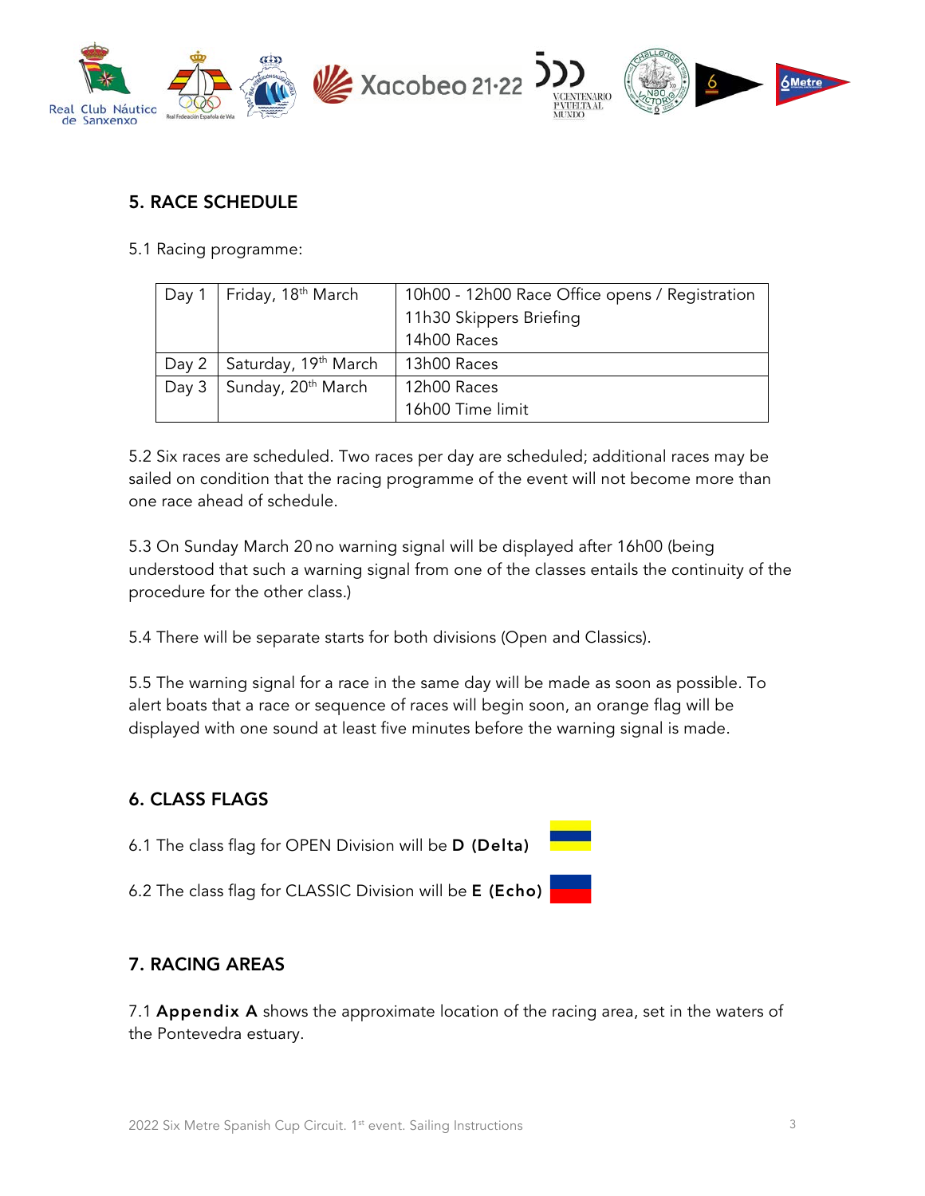## 5. RACE SCHEDULE

5.1 Racing programme:

| Day 1 | Friday, 18th March | 10h00 - 12h00 Race Office opens / Registration<br>11h30 Skippers Briefing<br>14h00 Races |
|---|---|---|
| Day 2 | Saturday, 19th March | 13h00 Races |
| Day 3 | Sunday, 20th March | 12h00 Races<br>16h00 Time limit |

5.2 Six races are scheduled. Two races per day are scheduled; additional races may be sailed on condition that the racing programme of the event will not become more than one race ahead of schedule.

5.3 On Sunday March 20 no warning signal will be displayed after 16h00 (being understood that such a warning signal from one of the classes entails the continuity of the procedure for the other class.)

5.4 There will be separate starts for both divisions (Open and Classics).

5.5 The warning signal for a race in the same day will be made as soon as possible. To alert boats that a race or sequence of races will begin soon, an orange flag will be displayed with one sound at least five minutes before the warning signal is made.

## 6. CLASS FLAGS

6.1 The class flag for OPEN Division will be **D (Delta)**

6.2 The class flag for CLASSIC Division will be **E (Echo)**

## 7. RACING AREAS

7.1 **Appendix A** shows the approximate location of the racing area, set in the waters of the Pontevedra estuary.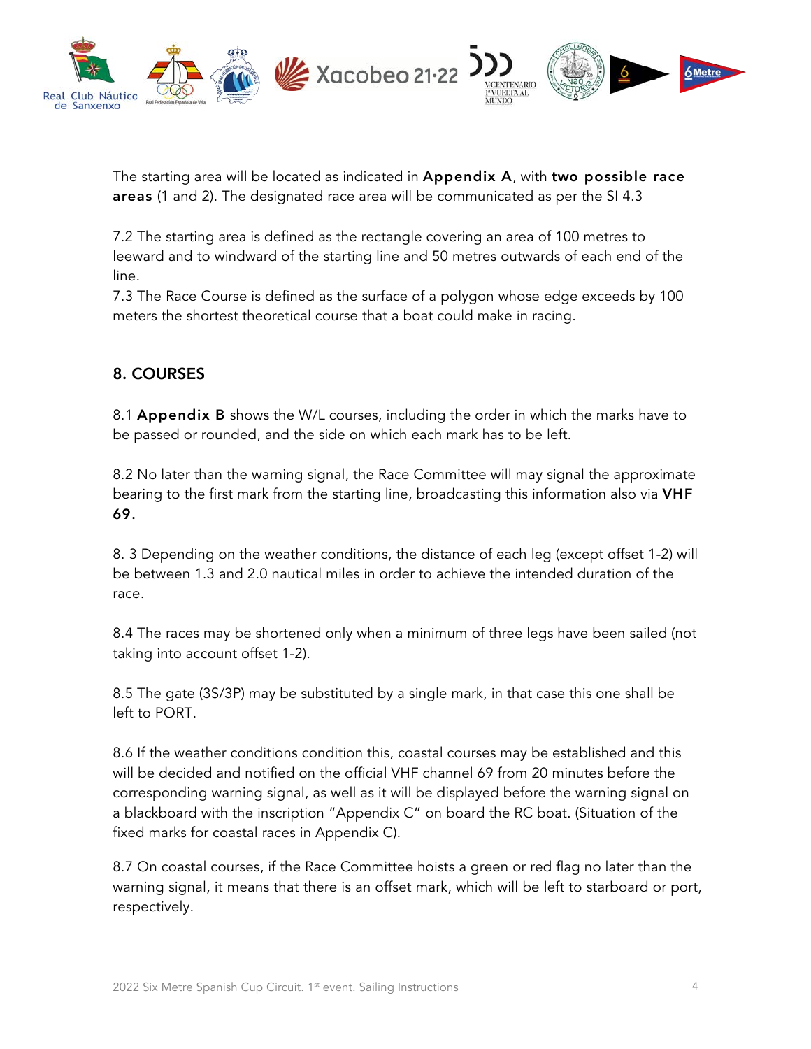The starting area will be located as indicated in **Appendix A**, with **two possible race areas** (1 and 2). The designated race area will be communicated as per the SI 4.3

7.2 The starting area is defined as the rectangle covering an area of 100 metres to leeward and to windward of the starting line and 50 metres outwards of each end of the line.

7.3 The Race Course is defined as the surface of a polygon whose edge exceeds by 100 meters the shortest theoretical course that a boat could make in racing.

## 8. COURSES

8.1 **Appendix B** shows the W/L courses, including the order in which the marks have to be passed or rounded, and the side on which each mark has to be left.

8.2 No later than the warning signal, the Race Committee will may signal the approximate bearing to the first mark from the starting line, broadcasting this information also via **VHF 69.**

8. 3 Depending on the weather conditions, the distance of each leg (except offset 1-2) will be between 1.3 and 2.0 nautical miles in order to achieve the intended duration of the race.

8.4 The races may be shortened only when a minimum of three legs have been sailed (not taking into account offset 1-2).

8.5 The gate (3S/3P) may be substituted by a single mark, in that case this one shall be left to PORT.

8.6 If the weather conditions condition this, coastal courses may be established and this will be decided and notified on the official VHF channel 69 from 20 minutes before the corresponding warning signal, as well as it will be displayed before the warning signal on a blackboard with the inscription "Appendix C" on board the RC boat. (Situation of the fixed marks for coastal races in Appendix C).

8.7 On coastal courses, if the Race Committee hoists a green or red flag no later than the warning signal, it means that there is an offset mark, which will be left to starboard or port, respectively.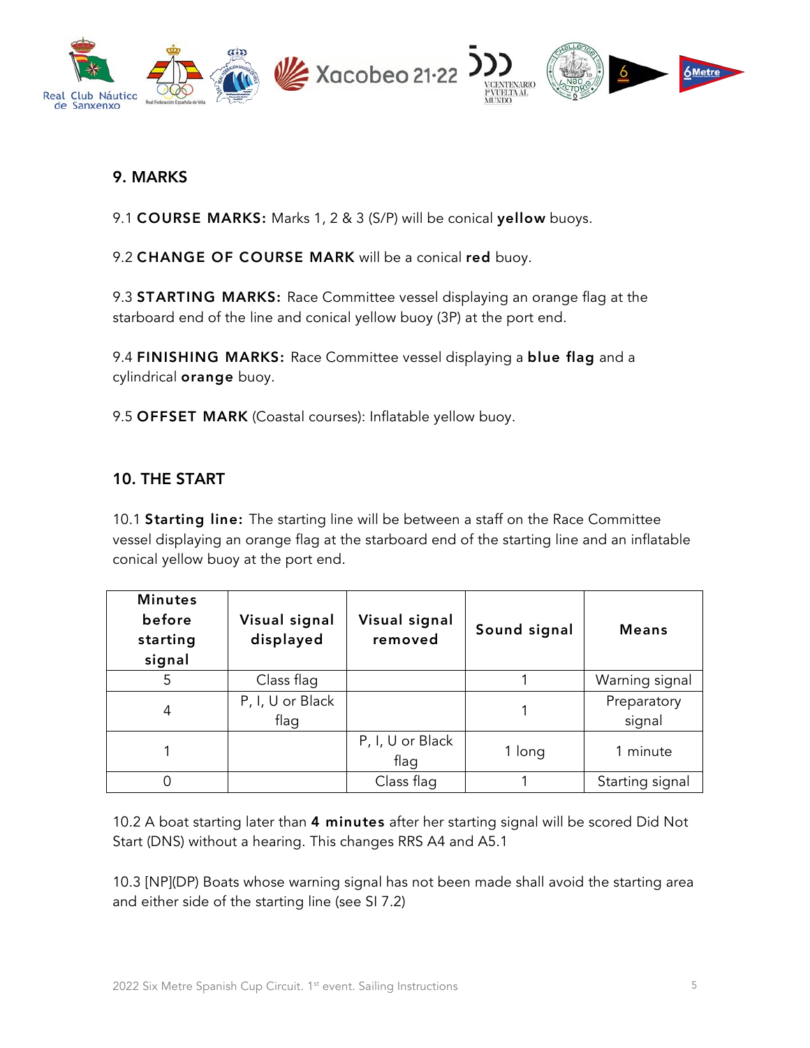## 9. MARKS

9.1 **COURSE MARKS:** Marks 1, 2 & 3 (S/P) will be conical **yellow** buoys.

9.2 **CHANGE OF COURSE MARK** will be a conical **red** buoy.

9.3 **STARTING MARKS:** Race Committee vessel displaying an orange flag at the starboard end of the line and conical yellow buoy (3P) at the port end.

9.4 **FINISHING MARKS:** Race Committee vessel displaying a **blue flag** and a cylindrical **orange** buoy.

9.5 **OFFSET MARK** (Coastal courses): Inflatable yellow buoy.

## 10. THE START

10.1 **Starting line:** The starting line will be between a staff on the Race Committee vessel displaying an orange flag at the starboard end of the starting line and an inflatable conical yellow buoy at the port end.

| Minutes before starting signal | Visual signal displayed | Visual signal removed | Sound signal | Means |
|---|---|---|---|---|
| 5 | Class flag | | 1 | Warning signal |
| 4 | P, I, U or Black flag | | 1 | Preparatory signal |
| 1 | | P, I, U or Black flag | 1 long | 1 minute |
| 0 | | Class flag | 1 | Starting signal |

10.2 A boat starting later than **4 minutes** after her starting signal will be scored Did Not Start (DNS) without a hearing. This changes RRS A4 and A5.1

10.3 [NP](DP) Boats whose warning signal has not been made shall avoid the starting area and either side of the starting line (see SI 7.2)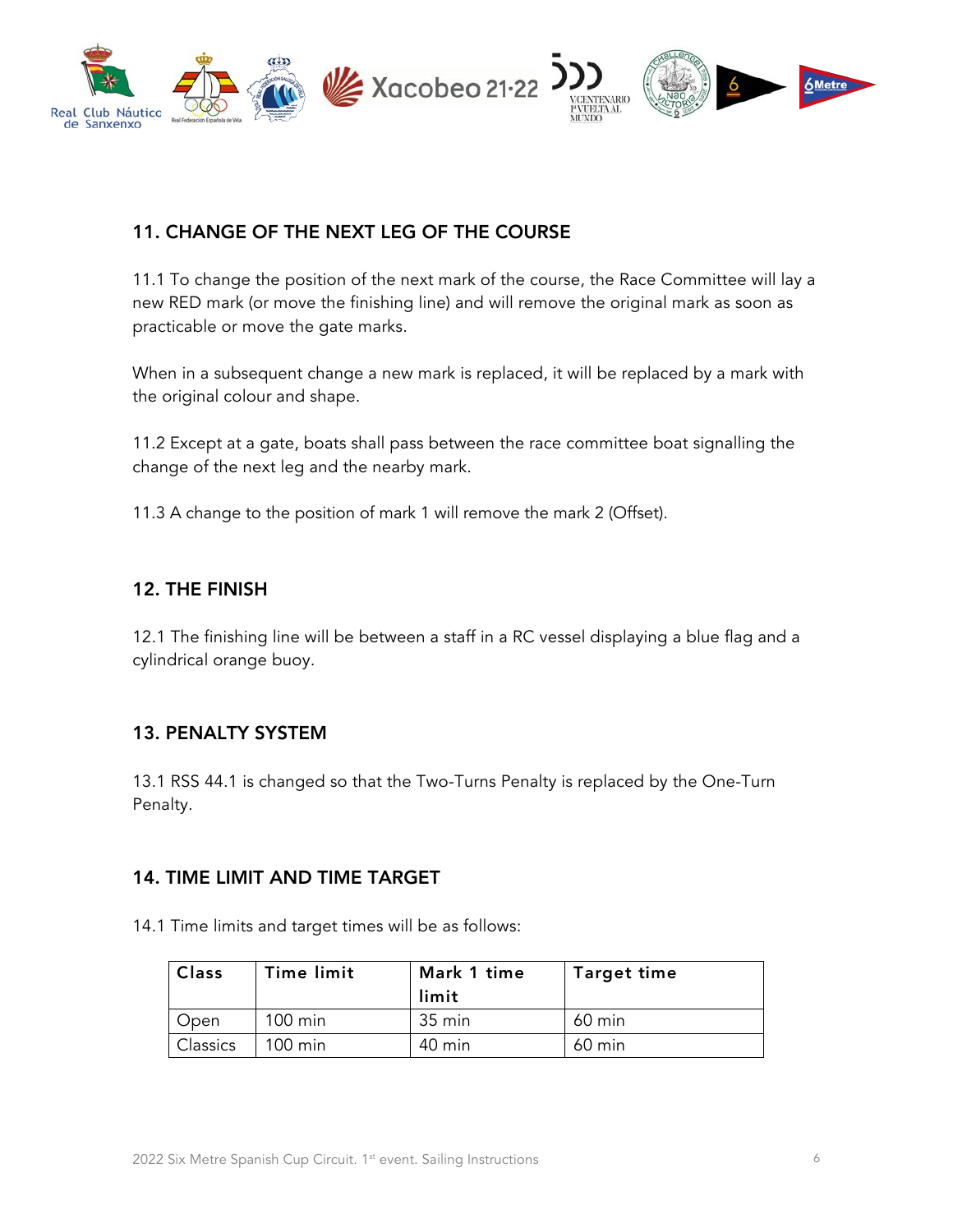## 11. CHANGE OF THE NEXT LEG OF THE COURSE

11.1 To change the position of the next mark of the course, the Race Committee will lay a new RED mark (or move the finishing line) and will remove the original mark as soon as practicable or move the gate marks.

When in a subsequent change a new mark is replaced, it will be replaced by a mark with the original colour and shape.

11.2 Except at a gate, boats shall pass between the race committee boat signalling the change of the next leg and the nearby mark.

11.3 A change to the position of mark 1 will remove the mark 2 (Offset).

## 12. THE FINISH

12.1 The finishing line will be between a staff in a RC vessel displaying a blue flag and a cylindrical orange buoy.

## 13. PENALTY SYSTEM

13.1 RSS 44.1 is changed so that the Two-Turns Penalty is replaced by the One-Turn Penalty.

## 14. TIME LIMIT AND TIME TARGET

14.1 Time limits and target times will be as follows:

| Class | Time limit | Mark 1 time limit | Target time |
|---|---|---|---|
| Open | 100 min | 35 min | 60 min |
| Classics | 100 min | 40 min | 60 min |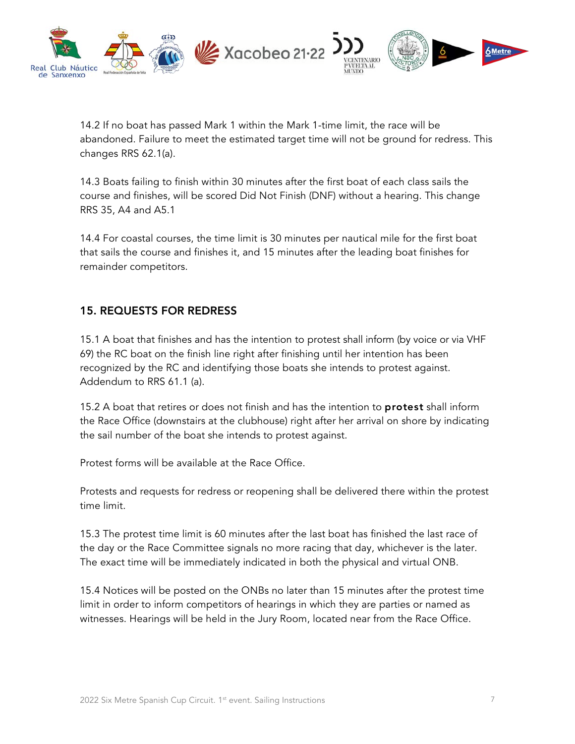14.2 If no boat has passed Mark 1 within the Mark 1-time limit, the race will be abandoned. Failure to meet the estimated target time will not be ground for redress. This changes RRS 62.1(a).

14.3 Boats failing to finish within 30 minutes after the first boat of each class sails the course and finishes, will be scored Did Not Finish (DNF) without a hearing. This change RRS 35, A4 and A5.1

14.4 For coastal courses, the time limit is 30 minutes per nautical mile for the first boat that sails the course and finishes it, and 15 minutes after the leading boat finishes for remainder competitors.

## 15. REQUESTS FOR REDRESS

15.1 A boat that finishes and has the intention to protest shall inform (by voice or via VHF 69) the RC boat on the finish line right after finishing until her intention has been recognized by the RC and identifying those boats she intends to protest against. Addendum to RRS 61.1 (a).

15.2 A boat that retires or does not finish and has the intention to **protest** shall inform the Race Office (downstairs at the clubhouse) right after her arrival on shore by indicating the sail number of the boat she intends to protest against.

Protest forms will be available at the Race Office.

Protests and requests for redress or reopening shall be delivered there within the protest time limit.

15.3 The protest time limit is 60 minutes after the last boat has finished the last race of the day or the Race Committee signals no more racing that day, whichever is the later. The exact time will be immediately indicated in both the physical and virtual ONB.

15.4 Notices will be posted on the ONBs no later than 15 minutes after the protest time limit in order to inform competitors of hearings in which they are parties or named as witnesses. Hearings will be held in the Jury Room, located near from the Race Office.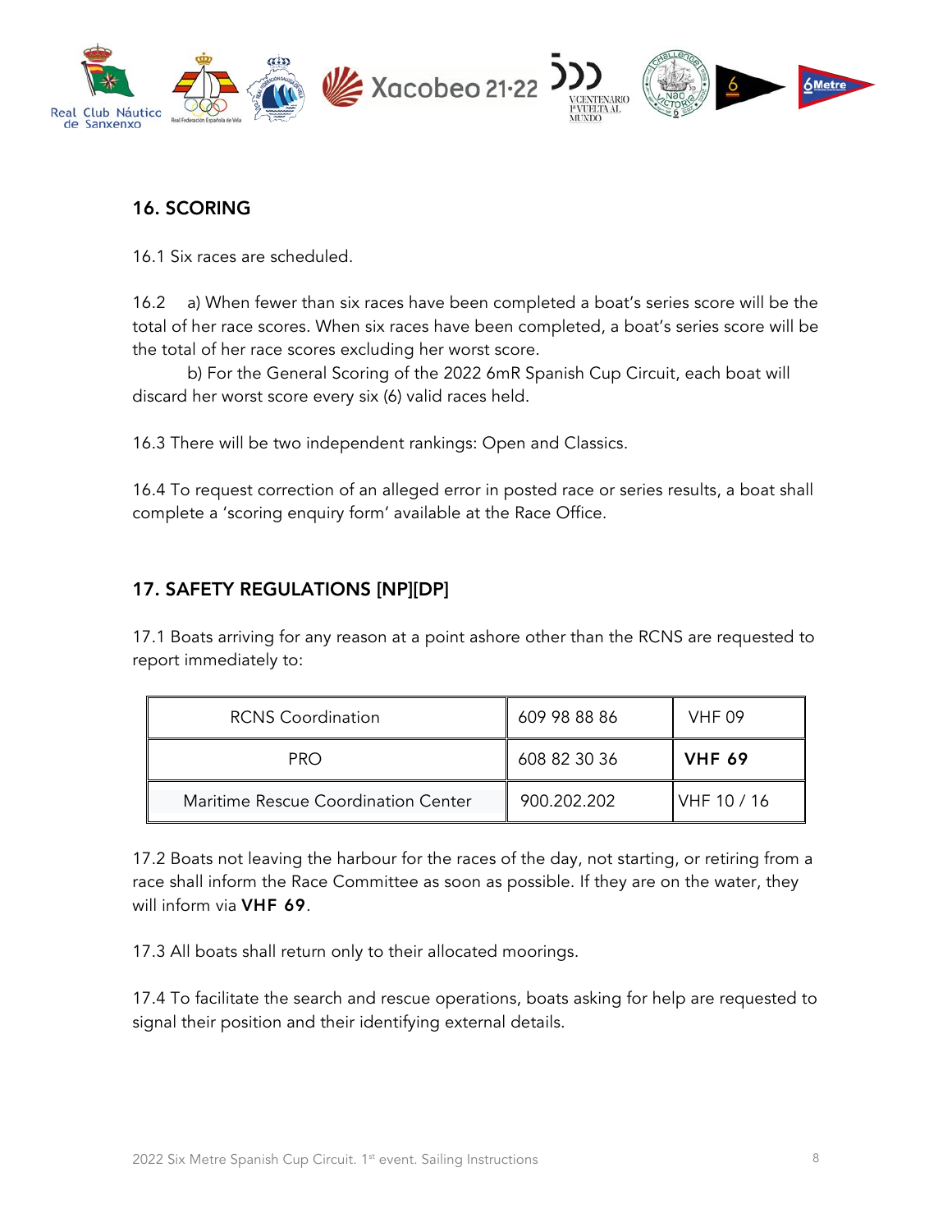## 16. SCORING

16.1 Six races are scheduled.

16.2 a) When fewer than six races have been completed a boat's series score will be the total of her race scores. When six races have been completed, a boat's series score will be the total of her race scores excluding her worst score.

b) For the General Scoring of the 2022 6mR Spanish Cup Circuit, each boat will discard her worst score every six (6) valid races held.

16.3 There will be two independent rankings: Open and Classics.

16.4 To request correction of an alleged error in posted race or series results, a boat shall complete a 'scoring enquiry form' available at the Race Office.

## 17. SAFETY REGULATIONS [NP][DP]

17.1 Boats arriving for any reason at a point ashore other than the RCNS are requested to report immediately to:

| | | |
|---|---|---|
| RCNS Coordination | 609 98 88 86 | VHF 09 |
| PRO | 608 82 30 36 | **VHF 69** |
| Maritime Rescue Coordination Center | 900.202.202 | VHF 10 / 16 |

17.2 Boats not leaving the harbour for the races of the day, not starting, or retiring from a race shall inform the Race Committee as soon as possible. If they are on the water, they will inform via **VHF 69**.

17.3 All boats shall return only to their allocated moorings.

17.4 To facilitate the search and rescue operations, boats asking for help are requested to signal their position and their identifying external details.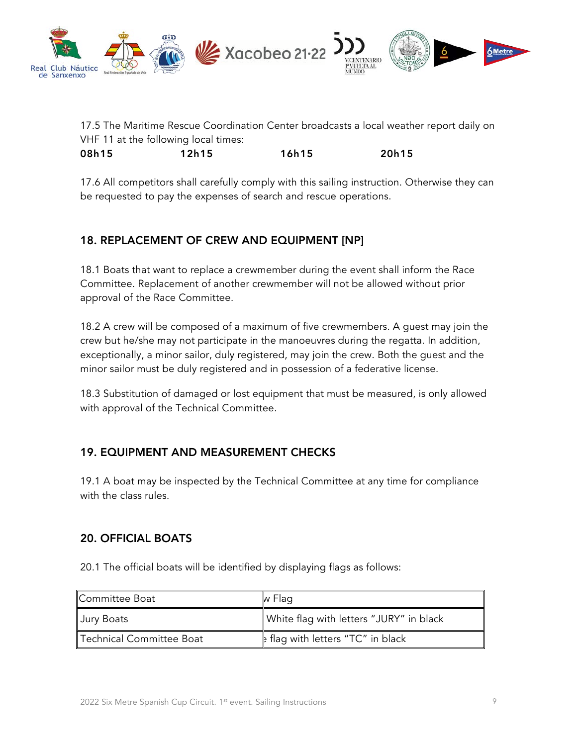17.5 The Maritime Rescue Coordination Center broadcasts a local weather report daily on VHF 11 at the following local times:

**08h15** **12h15** **16h15** **20h15**

17.6 All competitors shall carefully comply with this sailing instruction. Otherwise they can be requested to pay the expenses of search and rescue operations.

## 18. REPLACEMENT OF CREW AND EQUIPMENT [NP]

18.1 Boats that want to replace a crewmember during the event shall inform the Race Committee. Replacement of another crewmember will not be allowed without prior approval of the Race Committee.

18.2 A crew will be composed of a maximum of five crewmembers. A guest may join the crew but he/she may not participate in the manoeuvres during the regatta. In addition, exceptionally, a minor sailor, duly registered, may join the crew. Both the guest and the minor sailor must be duly registered and in possession of a federative license.

18.3 Substitution of damaged or lost equipment that must be measured, is only allowed with approval of the Technical Committee.

## 19. EQUIPMENT AND MEASUREMENT CHECKS

19.1 A boat may be inspected by the Technical Committee at any time for compliance with the class rules.

## 20. OFFICIAL BOATS

20.1 The official boats will be identified by displaying flags as follows:

| Committee Boat | w Flag |
|---|---|
| Jury Boats | White flag with letters "JURY" in black |
| Technical Committee Boat | e flag with letters "TC" in black |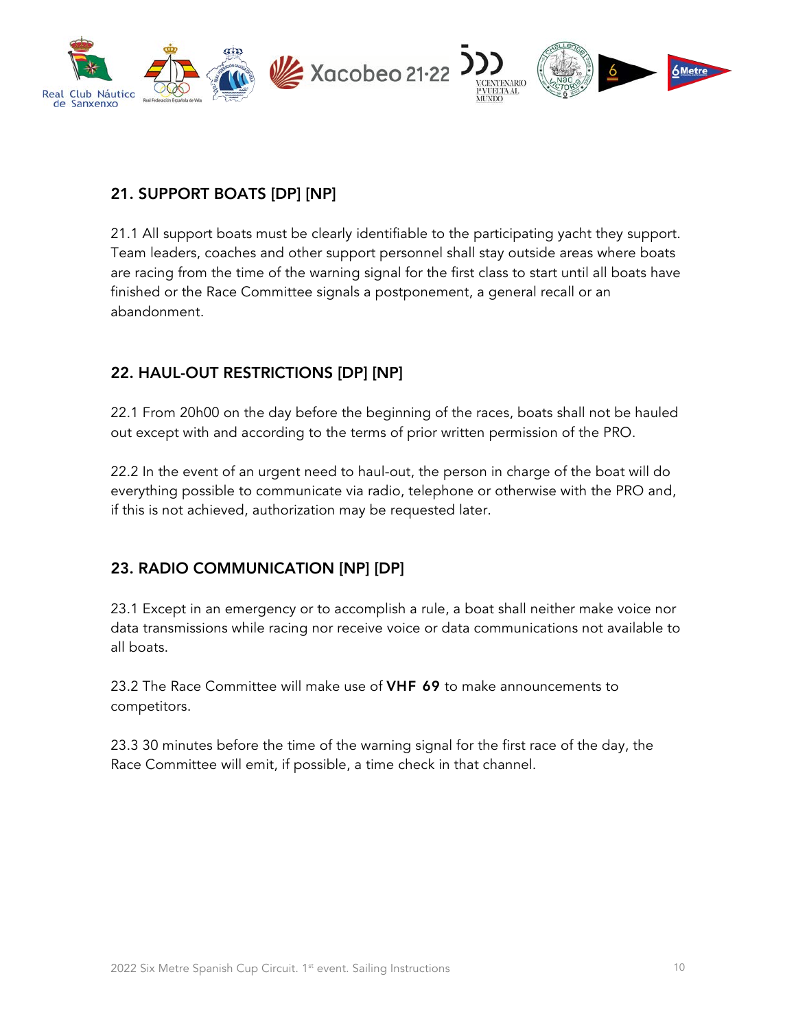## 21. SUPPORT BOATS [DP] [NP]

21.1 All support boats must be clearly identifiable to the participating yacht they support. Team leaders, coaches and other support personnel shall stay outside areas where boats are racing from the time of the warning signal for the first class to start until all boats have finished or the Race Committee signals a postponement, a general recall or an abandonment.

## 22. HAUL-OUT RESTRICTIONS [DP] [NP]

22.1 From 20h00 on the day before the beginning of the races, boats shall not be hauled out except with and according to the terms of prior written permission of the PRO.

22.2 In the event of an urgent need to haul-out, the person in charge of the boat will do everything possible to communicate via radio, telephone or otherwise with the PRO and, if this is not achieved, authorization may be requested later.

## 23. RADIO COMMUNICATION [NP] [DP]

23.1 Except in an emergency or to accomplish a rule, a boat shall neither make voice nor data transmissions while racing nor receive voice or data communications not available to all boats.

23.2 The Race Committee will make use of **VHF 69** to make announcements to competitors.

23.3 30 minutes before the time of the warning signal for the first race of the day, the Race Committee will emit, if possible, a time check in that channel.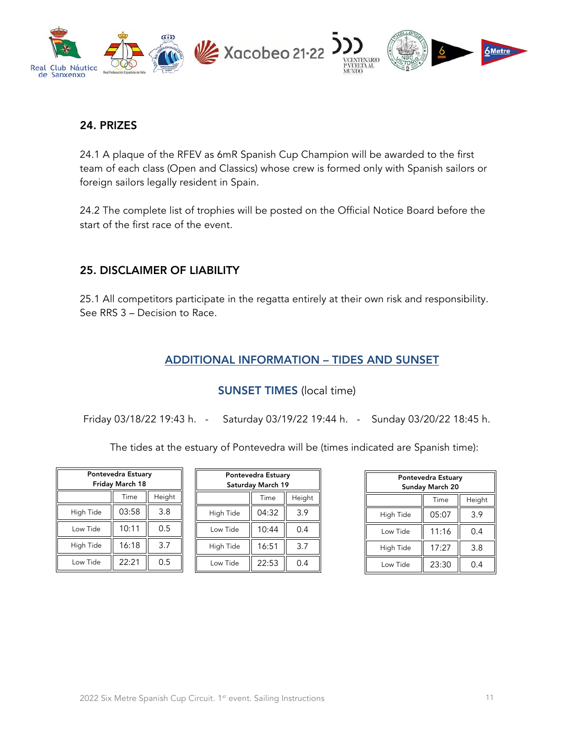## 24. PRIZES

24.1 A plaque of the RFEV as 6mR Spanish Cup Champion will be awarded to the first team of each class (Open and Classics) whose crew is formed only with Spanish sailors or foreign sailors legally resident in Spain.

24.2 The complete list of trophies will be posted on the Official Notice Board before the start of the first race of the event.

## 25. DISCLAIMER OF LIABILITY

25.1 All competitors participate in the regatta entirely at their own risk and responsibility. See RRS 3 – Decision to Race.

## ADDITIONAL INFORMATION – TIDES AND SUNSET

### SUNSET TIMES (local time)

Friday 03/18/22 19:43 h. - Saturday 03/19/22 19:44 h. - Sunday 03/20/22 18:45 h.

The tides at the estuary of Pontevedra will be (times indicated are Spanish time):

**Pontevedra Estuary Friday March 18**

| | Time | Height |
|---|---|---|
| High Tide | 03:58 | 3.8 |
| Low Tide | 10:11 | 0.5 |
| High Tide | 16:18 | 3.7 |
| Low Tide | 22:21 | 0.5 |

**Pontevedra Estuary Saturday March 19**

| | Time | Height |
|---|---|---|
| High Tide | 04:32 | 3.9 |
| Low Tide | 10:44 | 0.4 |
| High Tide | 16:51 | 3.7 |
| Low Tide | 22:53 | 0.4 |

**Pontevedra Estuary Sunday March 20**

| | Time | Height |
|---|---|---|
| High Tide | 05:07 | 3.9 |
| Low Tide | 11:16 | 0.4 |
| High Tide | 17:27 | 3.8 |
| Low Tide | 23:30 | 0.4 |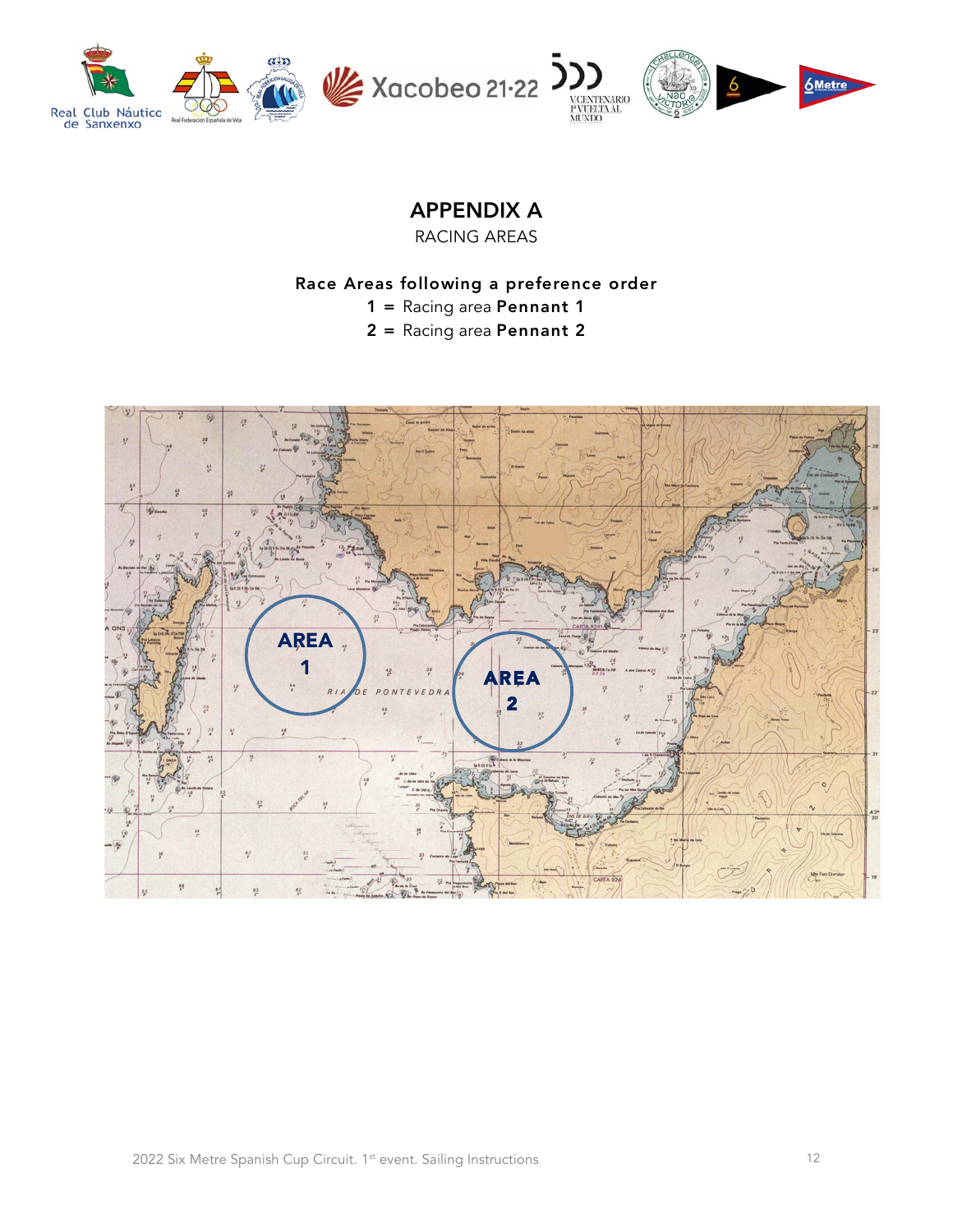# APPENDIX A

RACING AREAS

**Race Areas following a preference order**

**1 =** Racing area **Pennant 1**

**2 =** Racing area **Pennant 2**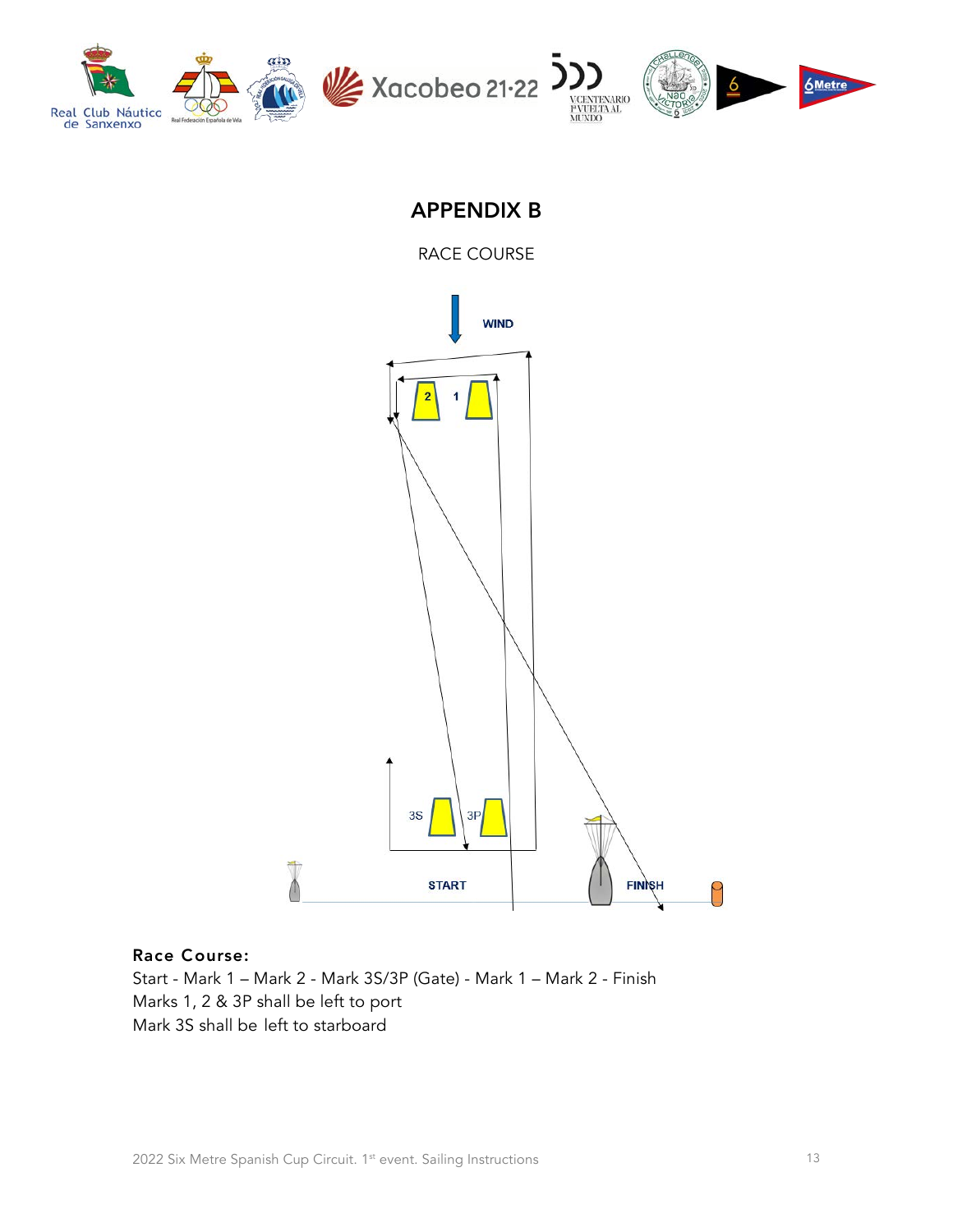# APPENDIX B

RACE COURSE

**Race Course:**
Start - Mark 1 – Mark 2 - Mark 3S/3P (Gate) - Mark 1 – Mark 2 - Finish
Marks 1, 2 & 3P shall be left to port
Mark 3S shall be left to starboard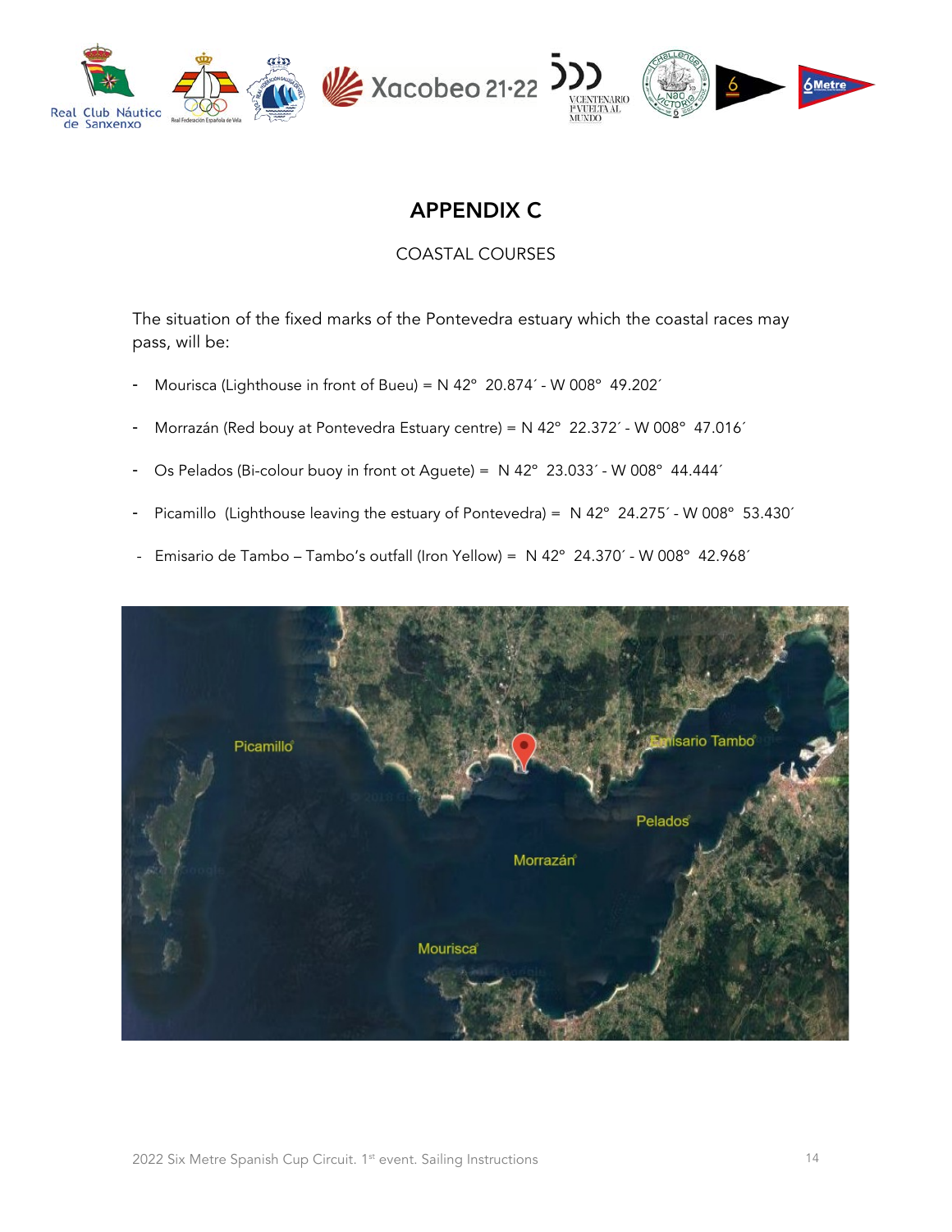# APPENDIX C

COASTAL COURSES

The situation of the fixed marks of the Pontevedra estuary which the coastal races may pass, will be:

- Mourisca (Lighthouse in front of Bueu) = N 42° 20.874´ - W 008° 49.202´
- Morrazán (Red bouy at Pontevedra Estuary centre) = N 42° 22.372´ - W 008° 47.016´
- Os Pelados (Bi-colour buoy in front ot Aguete) = N 42° 23.033´ - W 008° 44.444´
- Picamillo (Lighthouse leaving the estuary of Pontevedra) = N 42° 24.275´ - W 008° 53.430´
- Emisario de Tambo – Tambo's outfall (Iron Yellow) = N 42° 24.370´ - W 008° 42.968´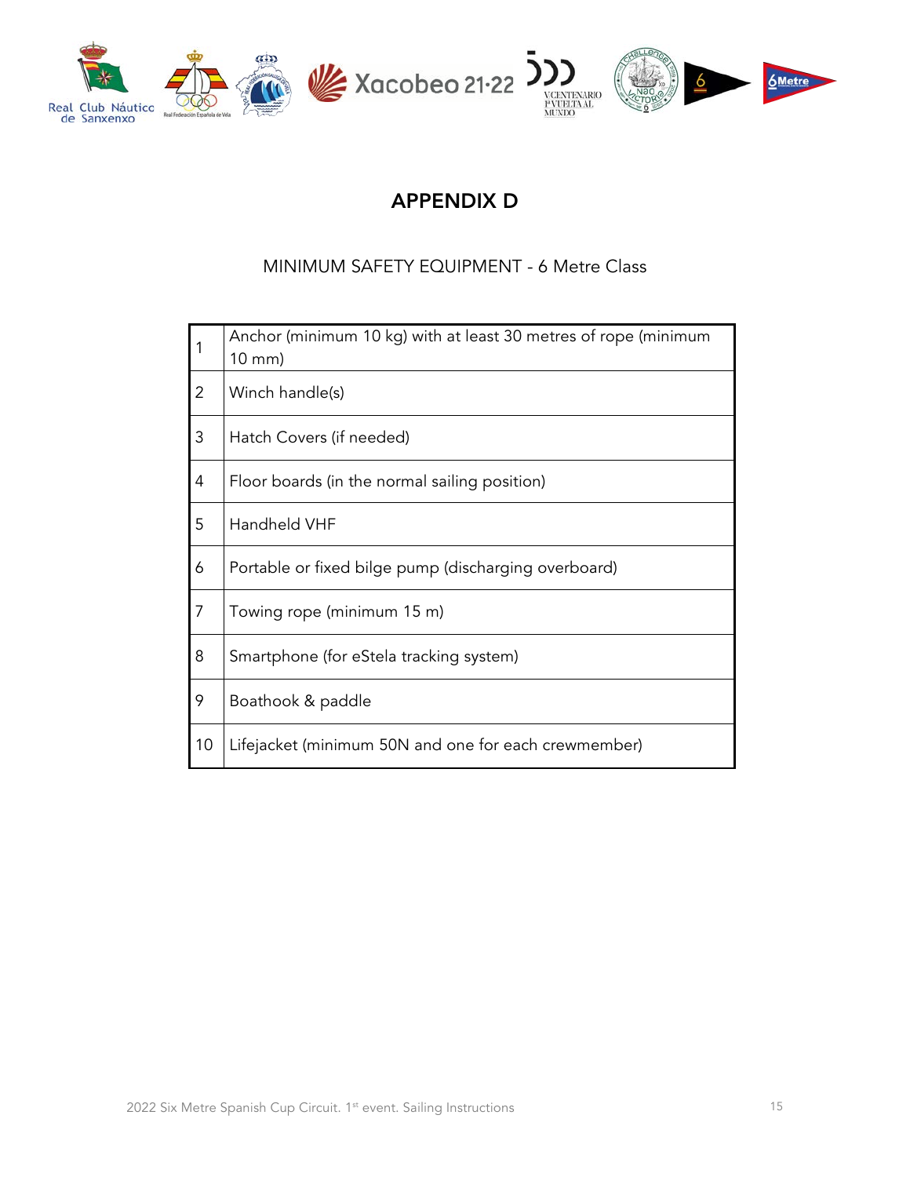# APPENDIX D

MINIMUM SAFETY EQUIPMENT - 6 Metre Class

| | |
|---|---|
| 1 | Anchor (minimum 10 kg) with at least 30 metres of rope (minimum 10 mm) |
| 2 | Winch handle(s) |
| 3 | Hatch Covers (if needed) |
| 4 | Floor boards (in the normal sailing position) |
| 5 | Handheld VHF |
| 6 | Portable or fixed bilge pump (discharging overboard) |
| 7 | Towing rope (minimum 15 m) |
| 8 | Smartphone (for eStela tracking system) |
| 9 | Boathook & paddle |
| 10 | Lifejacket (minimum 50N and one for each crewmember) |